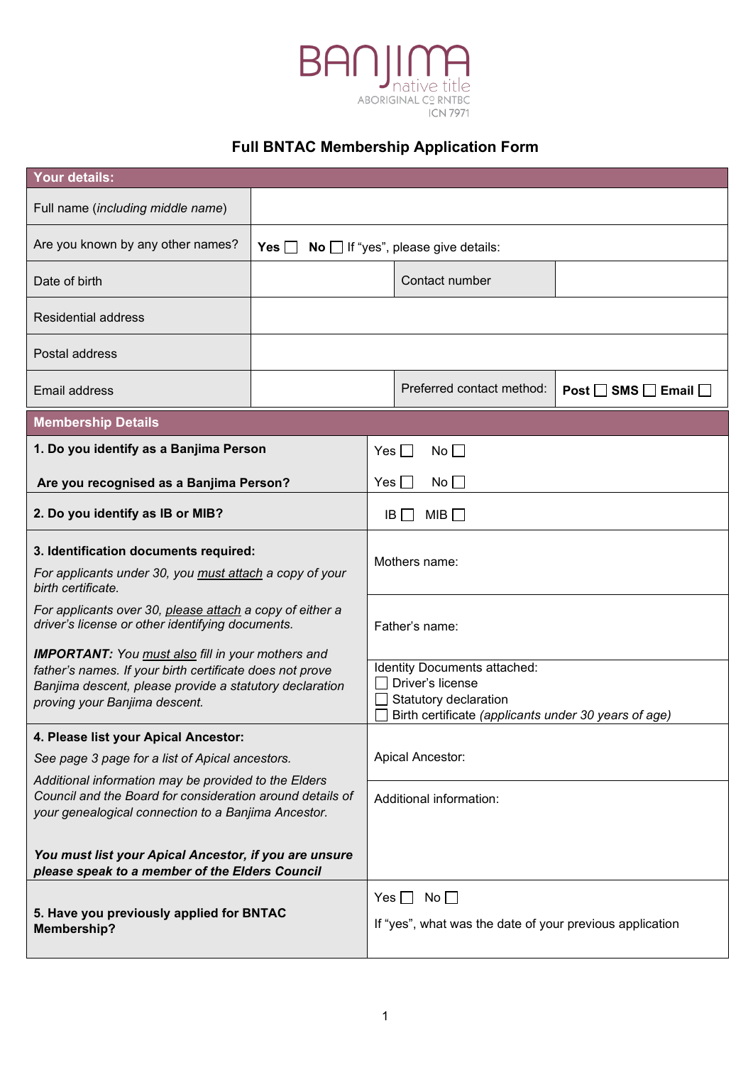BANJIMA native title ABORIGINAL CO RNTBC ICN 7971

# Full BNTAC Membership Application Form

| **Your details:** | | | |
|---|---|---|---|
| Full name (*including middle name*) | | | |
| Are you known by any other names? | **Yes** ☐ **No** ☐ If "yes", please give details: | | |
| Date of birth | | Contact number | |
| Residential address | | | |
| Postal address | | | |
| Email address | | Preferred contact method: | **Post** ☐ **SMS** ☐ **Email** ☐ |

| **Membership Details** | |
|---|---|
| **1. Do you identify as a Banjima Person**<br><br>**Are you recognised as a Banjima Person?** | Yes ☐ No ☐<br><br>Yes ☐ No ☐ |
| **2. Do you identify as IB or MIB?** | IB ☐ MIB ☐ |
| **3. Identification documents required:**<br><br>*For applicants under 30, you <u>must attach</u> a copy of your birth certificate.*<br><br>*For applicants over 30, <u>please attach</u> a copy of either a driver's license or other identifying documents.*<br><br>***IMPORTANT:*** *You <u>must also</u> fill in your mothers and father's names. If your birth certificate does not prove Banjima descent, please provide a statutory declaration proving your Banjima descent.* | Mothers name:<br><br>Father's name:<br><br>Identity Documents attached:<br>☐ Driver's license<br>☐ Statutory declaration<br>☐ Birth certificate *(applicants under 30 years of age)* |
| **4. Please list your Apical Ancestor:**<br><br>*See page 3 page for a list of Apical ancestors.*<br><br>*Additional information may be provided to the Elders Council and the Board for consideration around details of your genealogical connection to a Banjima Ancestor.*<br><br>***You must list your Apical Ancestor, if you are unsure please speak to a member of the Elders Council*** | Apical Ancestor:<br><br>Additional information: |
| **5. Have you previously applied for BNTAC Membership?** | Yes ☐ No ☐<br><br>If "yes", what was the date of your previous application |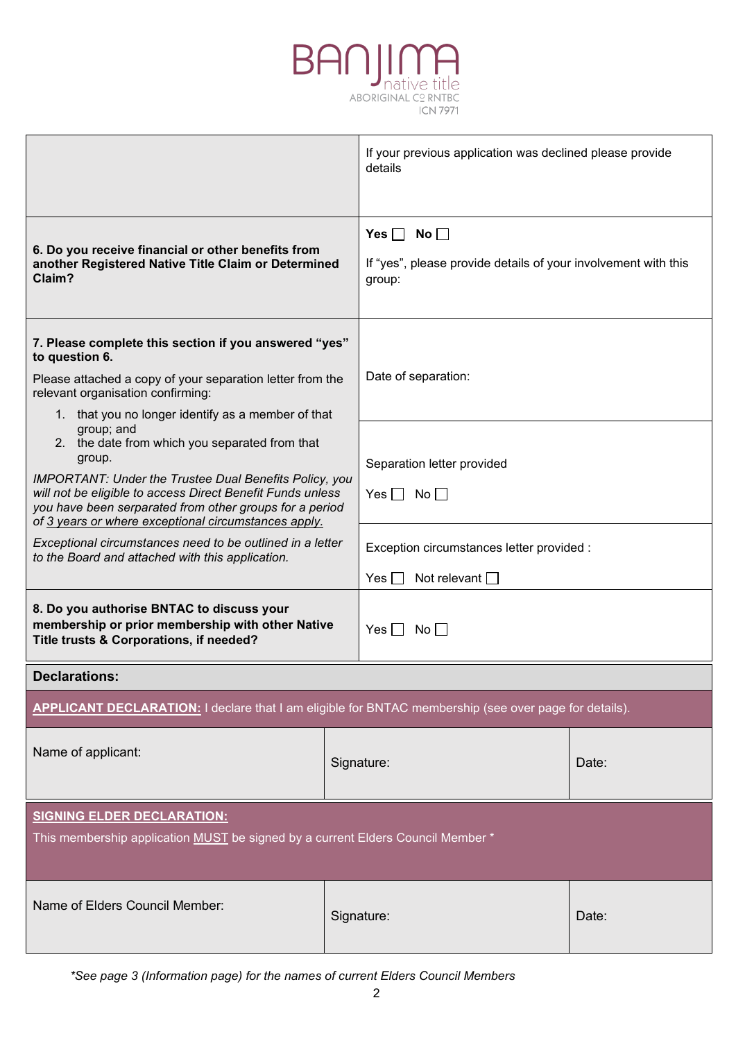BANJIMA native title ABORIGINAL CO RNTBC ICN 7971

| | |
|---|---|
| | If your previous application was declined please provide details |
| **6. Do you receive financial or other benefits from another Registered Native Title Claim or Determined Claim?** | **Yes** ☐ **No** ☐<br><br>If "yes", please provide details of your involvement with this group: |
| **7. Please complete this section if you answered "yes" to question 6.**<br><br>Please attached a copy of your separation letter from the relevant organisation confirming:<br>1. that you no longer identify as a member of that group; and<br>2. the date from which you separated from that group.<br><br>*IMPORTANT: Under the Trustee Dual Benefits Policy, you will not be eligible to access Direct Benefit Funds unless you have been serparated from other groups for a period of 3 years or where exceptional circumstances apply.*<br><br>*Exceptional circumstances need to be outlined in a letter to the Board and attached with this application.* | Date of separation:<br><br>Separation letter provided<br>Yes ☐ No ☐<br><br>Exception circumstances letter provided :<br>Yes ☐ Not relevant ☐ |
| **8. Do you authorise BNTAC to discuss your membership or prior membership with other Native Title trusts & Corporations, if needed?** | Yes ☐ No ☐ |

**Declarations:**

**APPLICANT DECLARATION:** I declare that I am eligible for BNTAC membership (see over page for details).

| Name of applicant: | Signature: | Date: |
|---|---|---|

**SIGNING ELDER DECLARATION:**

This membership application MUST be signed by a current Elders Council Member *

| Name of Elders Council Member: | Signature: | Date: |
|---|---|---|

*\*See page 3 (Information page) for the names of current Elders Council Members*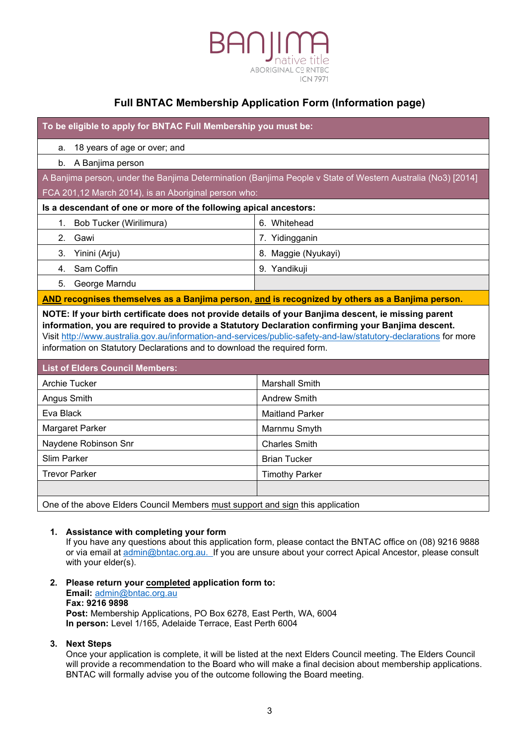BANJIMA native title ABORIGINAL CO RNTBC ICN 7971

## Full BNTAC Membership Application Form (Information page)

| | |
|---|---|
| **To be eligible to apply for BNTAC Full Membership you must be:** | |
| a. 18 years of age or over; and | |
| b. A Banjima person | |
| A Banjima person, under the Banjima Determination (Banjima People v State of Western Australia (No3) [2014] FCA 201,12 March 2014), is an Aboriginal person who: | |
| **Is a descendant of one or more of the following apical ancestors:** | |
| 1. Bob Tucker (Wirilimura) | 6. Whitehead |
| 2. Gawi | 7. Yidingganin |
| 3. Yinini (Arju) | 8. Maggie (Nyukayi) |
| 4. Sam Coffin | 9. Yandikuji |
| 5. George Marndu | |
| **<u>AND</u> recognises themselves as a Banjima person, <u>and</u> is recognized by others as a Banjima person.** | |
| **NOTE: If your birth certificate does not provide details of your Banjima descent, ie missing parent information, you are required to provide a Statutory Declaration confirming your Banjima descent.** Visit http://www.australia.gov.au/information-and-services/public-safety-and-law/statutory-declarations for more information on Statutory Declarations and to download the required form. | |

| | |
|---|---|
| **List of Elders Council Members:** | |
| Archie Tucker | Marshall Smith |
| Angus Smith | Andrew Smith |
| Eva Black | Maitland Parker |
| Margaret Parker | Marnmu Smyth |
| Naydene Robinson Snr | Charles Smith |
| Slim Parker | Brian Tucker |
| Trevor Parker | Timothy Parker |
| | |
| One of the above Elders Council Members <u>must support and sign</u> this application | |

1. **Assistance with completing your form**
   If you have any questions about this application form, please contact the BNTAC office on (08) 9216 9888 or via email at admin@bntac.org.au. If you are unsure about your correct Apical Ancestor, please consult with your elder(s).

2. **Please return your <u>completed</u> application form to:**
   **Email:** admin@bntac.org.au
   **Fax: 9216 9898**
   **Post:** Membership Applications, PO Box 6278, East Perth, WA, 6004
   **In person:** Level 1/165, Adelaide Terrace, East Perth 6004

3. **Next Steps**
   Once your application is complete, it will be listed at the next Elders Council meeting. The Elders Council will provide a recommendation to the Board who will make a final decision about membership applications. BNTAC will formally advise you of the outcome following the Board meeting.